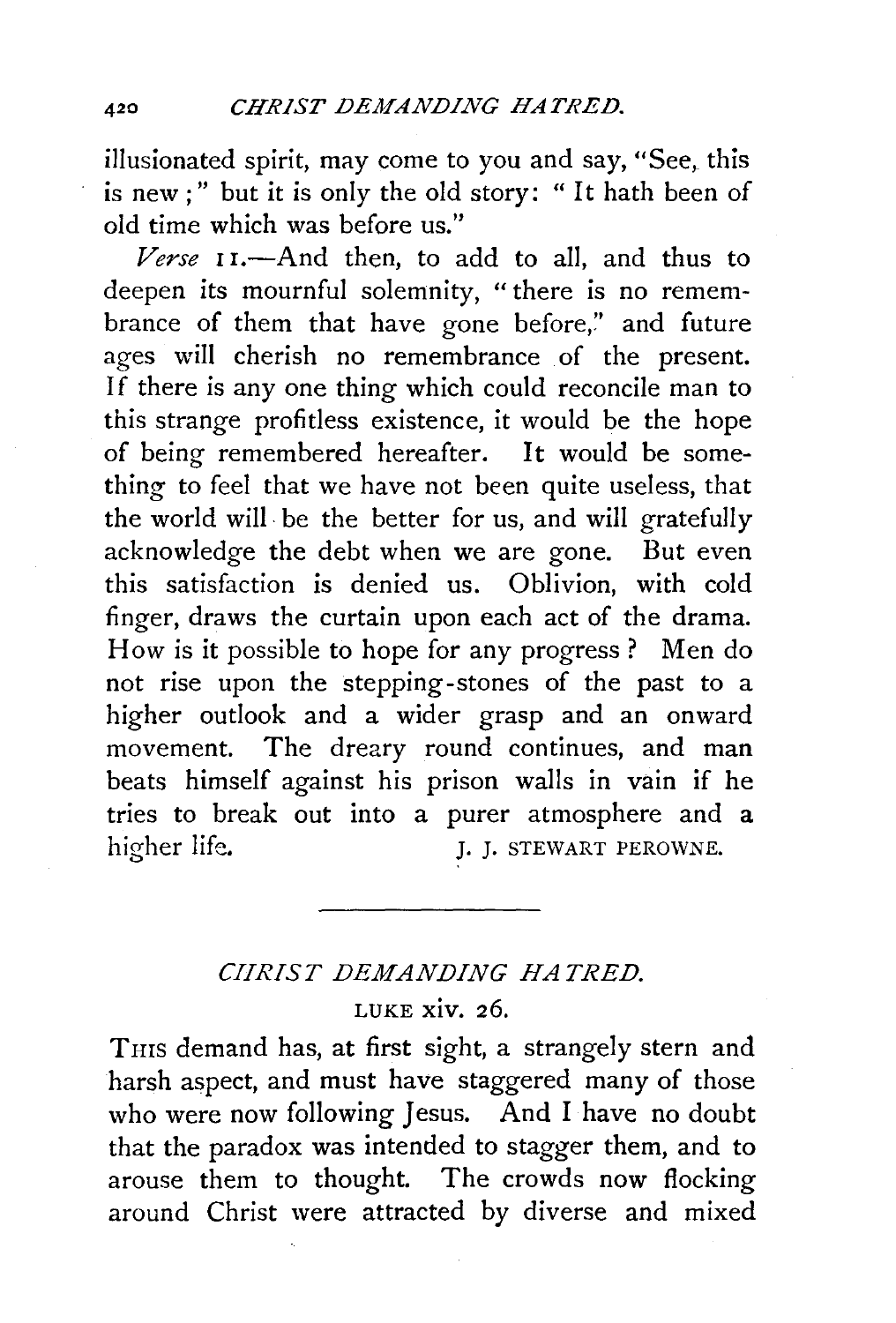illusionated spirit, may come to you and say, "See, this is new;" but it is only the old story: "It hath been of old time which was before us."

*Verse* 11.—And then, to add to all, and thus to deepen its mournful solemnity, "there is no remembrance of them that have gone before," and future ages will cherish no remembrance of the present. If there is any one thing which could reconcile man to this strange profitless existence, it would be the hope of being remembered hereafter. It would be something to feel that we have not been quite useless, that the world will be the better for us, and will gratefully acknowledge the debt when we are gone. But even this satisfaction is denied us. Oblivion, with cold finger, draws the curtain upon each act of the drama. How is it possible to hope for any progress? Men do not rise upon the stepping-stones of the past to a higher outlook and a wider grasp and an onward movement. The dreary round continues, and man beats himself against his prison walls in vain if he tries to break out into a purer atmosphere and a higher life.

J. J. STEWART PEROWNE.

---

## *CHRIST DEMANDING HATRED.*

LUKE xiv. 26.

THIS demand has, at first sight, a strangely stern and harsh aspect, and must have staggered many of those who were now following Jesus. And I have no doubt that the paradox was intended to stagger them, and to arouse them to thought. The crowds now flocking around Christ were attracted by diverse and mixed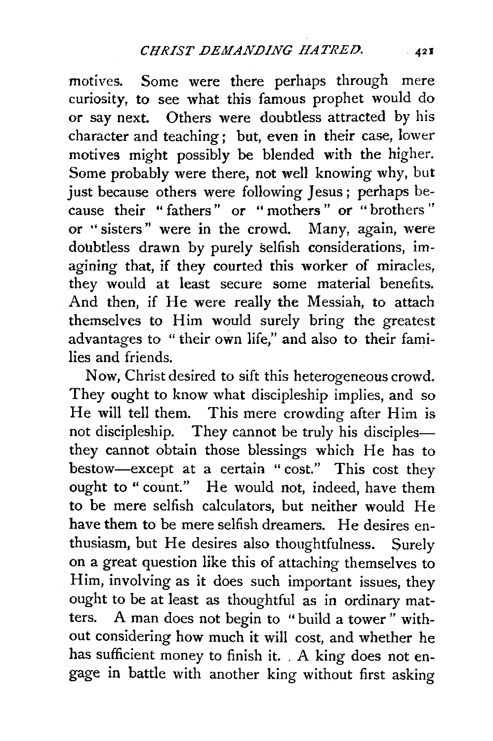motives. Some were there perhaps through mere curiosity, to see what this famous prophet would do or say next. Others were doubtless attracted by his character and teaching; but, even in their case, lower motives might possibly be blended with the higher. Some probably were there, not well knowing why, but just because others were following Jesus; perhaps because their "fathers" or "mothers" or "brothers" or "sisters" were in the crowd. Many, again, were doubtless drawn by purely selfish considerations, imagining that, if they courted this worker of miracles, they would at least secure some material benefits. And then, if He were really the Messiah, to attach themselves to Him would surely bring the greatest advantages to "their own life," and also to their families and friends.

Now, Christ desired to sift this heterogeneous crowd. They ought to know what discipleship implies, and so He will tell them. This mere crowding after Him is not discipleship. They cannot be truly his disciples—they cannot obtain those blessings which He has to bestow—except at a certain "cost." This cost they ought to "count." He would not, indeed, have them to be mere selfish calculators, but neither would He have them to be mere selfish dreamers. He desires enthusiasm, but He desires also thoughtfulness. Surely on a great question like this of attaching themselves to Him, involving as it does such important issues, they ought to be at least as thoughtful as in ordinary matters. A man does not begin to "build a tower" without considering how much it will cost, and whether he has sufficient money to finish it. A king does not engage in battle with another king without first asking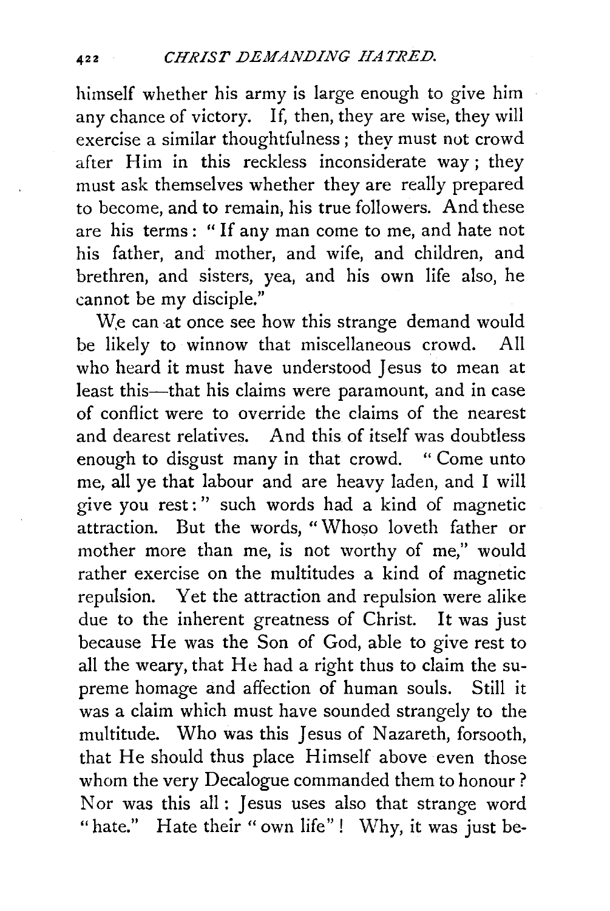himself whether his army is large enough to give him any chance of victory. If, then, they are wise, they will exercise a similar thoughtfulness; they must not crowd after Him in this reckless inconsiderate way; they must ask themselves whether they are really prepared to become, and to remain, his true followers. And these are his terms: "If any man come to me, and hate not his father, and mother, and wife, and children, and brethren, and sisters, yea, and his own life also, he cannot be my disciple."

We can at once see how this strange demand would be likely to winnow that miscellaneous crowd. All who heard it must have understood Jesus to mean at least this—that his claims were paramount, and in case of conflict were to override the claims of the nearest and dearest relatives. And this of itself was doubtless enough to disgust many in that crowd. "Come unto me, all ye that labour and are heavy laden, and I will give you rest:" such words had a kind of magnetic attraction. But the words, "Whoso loveth father or mother more than me, is not worthy of me," would rather exercise on the multitudes a kind of magnetic repulsion. Yet the attraction and repulsion were alike due to the inherent greatness of Christ. It was just because He was the Son of God, able to give rest to all the weary, that He had a right thus to claim the supreme homage and affection of human souls. Still it was a claim which must have sounded strangely to the multitude. Who was this Jesus of Nazareth, forsooth, that He should thus place Himself above even those whom the very Decalogue commanded them to honour? Nor was this all: Jesus uses also that strange word "hate." Hate their "own life"! Why, it was just be-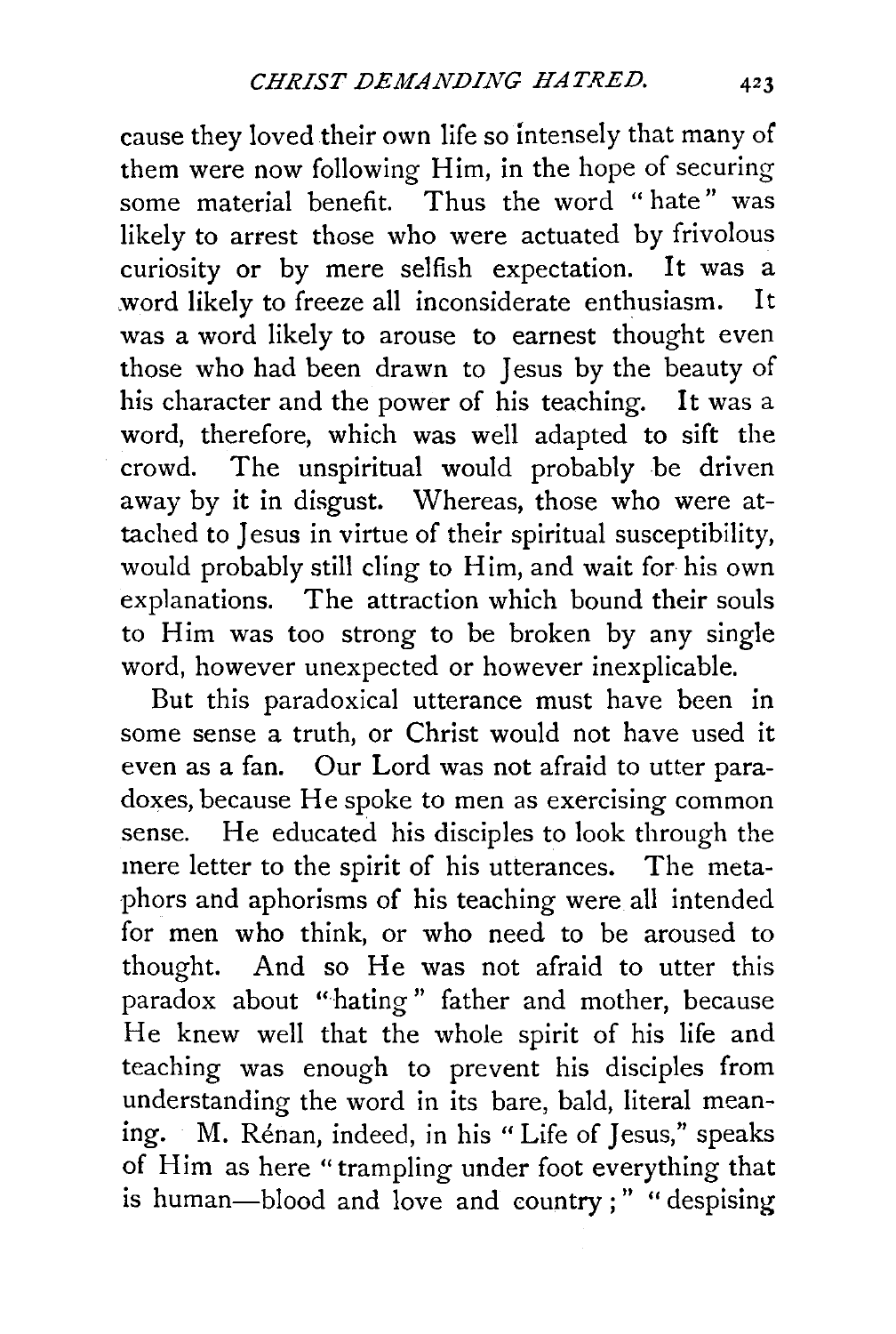cause they loved their own life so intensely that many of them were now following Him, in the hope of securing some material benefit. Thus the word "hate" was likely to arrest those who were actuated by frivolous curiosity or by mere selfish expectation. It was a word likely to freeze all inconsiderate enthusiasm. It was a word likely to arouse to earnest thought even those who had been drawn to Jesus by the beauty of his character and the power of his teaching. It was a word, therefore, which was well adapted to sift the crowd. The unspiritual would probably be driven away by it in disgust. Whereas, those who were attached to Jesus in virtue of their spiritual susceptibility, would probably still cling to Him, and wait for his own explanations. The attraction which bound their souls to Him was too strong to be broken by any single word, however unexpected or however inexplicable.

But this paradoxical utterance must have been in some sense a truth, or Christ would not have used it even as a fan. Our Lord was not afraid to utter paradoxes, because He spoke to men as exercising common sense. He educated his disciples to look through the mere letter to the spirit of his utterances. The metaphors and aphorisms of his teaching were all intended for men who think, or who need to be aroused to thought. And so He was not afraid to utter this paradox about "hating" father and mother, because He knew well that the whole spirit of his life and teaching was enough to prevent his disciples from understanding the word in its bare, bald, literal meaning. M. Rénan, indeed, in his "Life of Jesus," speaks of Him as here "trampling under foot everything that is human—blood and love and country;" "despising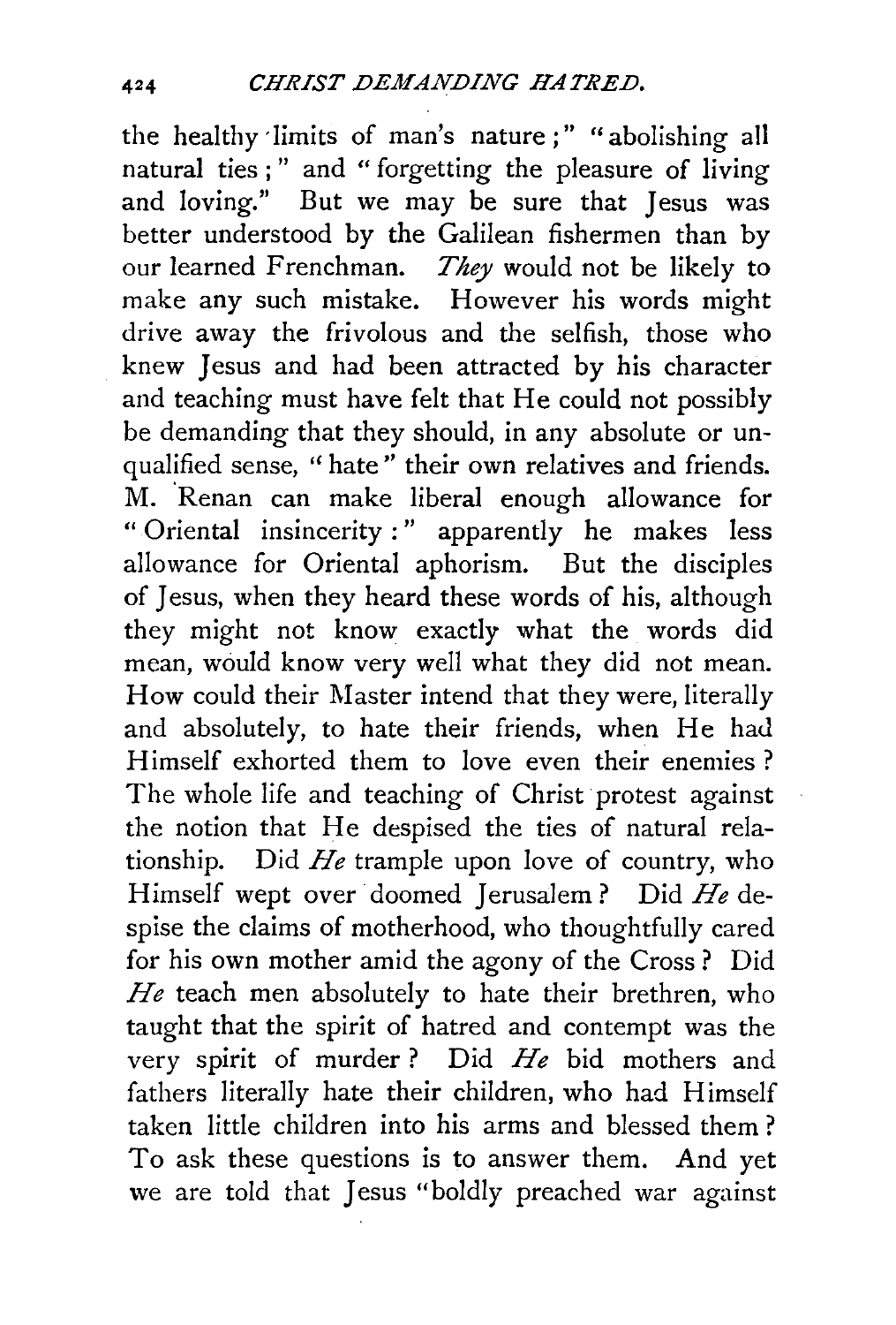the healthy limits of man's nature;" "abolishing all natural ties;" and "forgetting the pleasure of living and loving." But we may be sure that Jesus was better understood by the Galilean fishermen than by our learned Frenchman. *They* would not be likely to make any such mistake. However his words might drive away the frivolous and the selfish, those who knew Jesus and had been attracted by his character and teaching must have felt that He could not possibly be demanding that they should, in any absolute or unqualified sense, "hate" their own relatives and friends. M. Renan can make liberal enough allowance for "Oriental insincerity:" apparently he makes less allowance for Oriental aphorism. But the disciples of Jesus, when they heard these words of his, although they might not know exactly what the words did mean, would know very well what they did not mean. How could their Master intend that they were, literally and absolutely, to hate their friends, when He had Himself exhorted them to love even their enemies? The whole life and teaching of Christ protest against the notion that He despised the ties of natural relationship. Did *He* trample upon love of country, who Himself wept over doomed Jerusalem? Did *He* despise the claims of motherhood, who thoughtfully cared for his own mother amid the agony of the Cross? Did *He* teach men absolutely to hate their brethren, who taught that the spirit of hatred and contempt was the very spirit of murder? Did *He* bid mothers and fathers literally hate their children, who had Himself taken little children into his arms and blessed them? To ask these questions is to answer them. And yet we are told that Jesus "boldly preached war against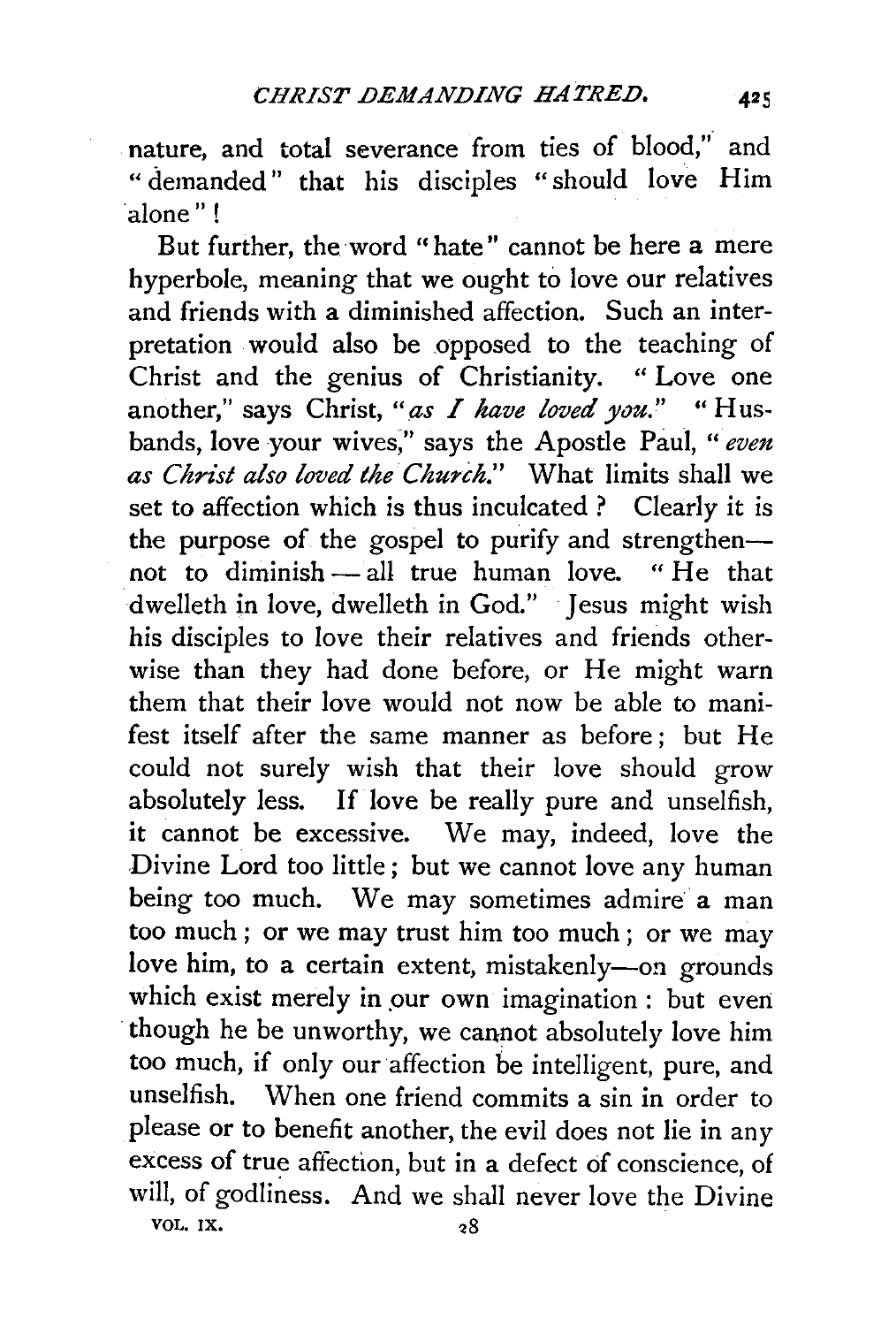nature, and total severance from ties of blood," and "demanded" that his disciples "should love Him alone"!

But further, the word "hate" cannot be here a mere hyperbole, meaning that we ought to love our relatives and friends with a diminished affection. Such an interpretation would also be opposed to the teaching of Christ and the genius of Christianity. "Love one another," says Christ, "*as I have loved you.*" "Husbands, love your wives," says the Apostle Paul, "*even as Christ also loved the Church.*" What limits shall we set to affection which is thus inculcated? Clearly it is the purpose of the gospel to purify and strengthen—not to diminish—all true human love. "He that dwelleth in love, dwelleth in God." Jesus might wish his disciples to love their relatives and friends otherwise than they had done before, or He might warn them that their love would not now be able to manifest itself after the same manner as before; but He could not surely wish that their love should grow absolutely less. If love be really pure and unselfish, it cannot be excessive. We may, indeed, love the Divine Lord too little; but we cannot love any human being too much. We may sometimes admire a man too much; or we may trust him too much; or we may love him, to a certain extent, mistakenly—on grounds which exist merely in our own imagination: but even though he be unworthy, we cannot absolutely love him too much, if only our affection be intelligent, pure, and unselfish. When one friend commits a sin in order to please or to benefit another, the evil does not lie in any excess of true affection, but in a defect of conscience, of will, of godliness. And we shall never love the Divine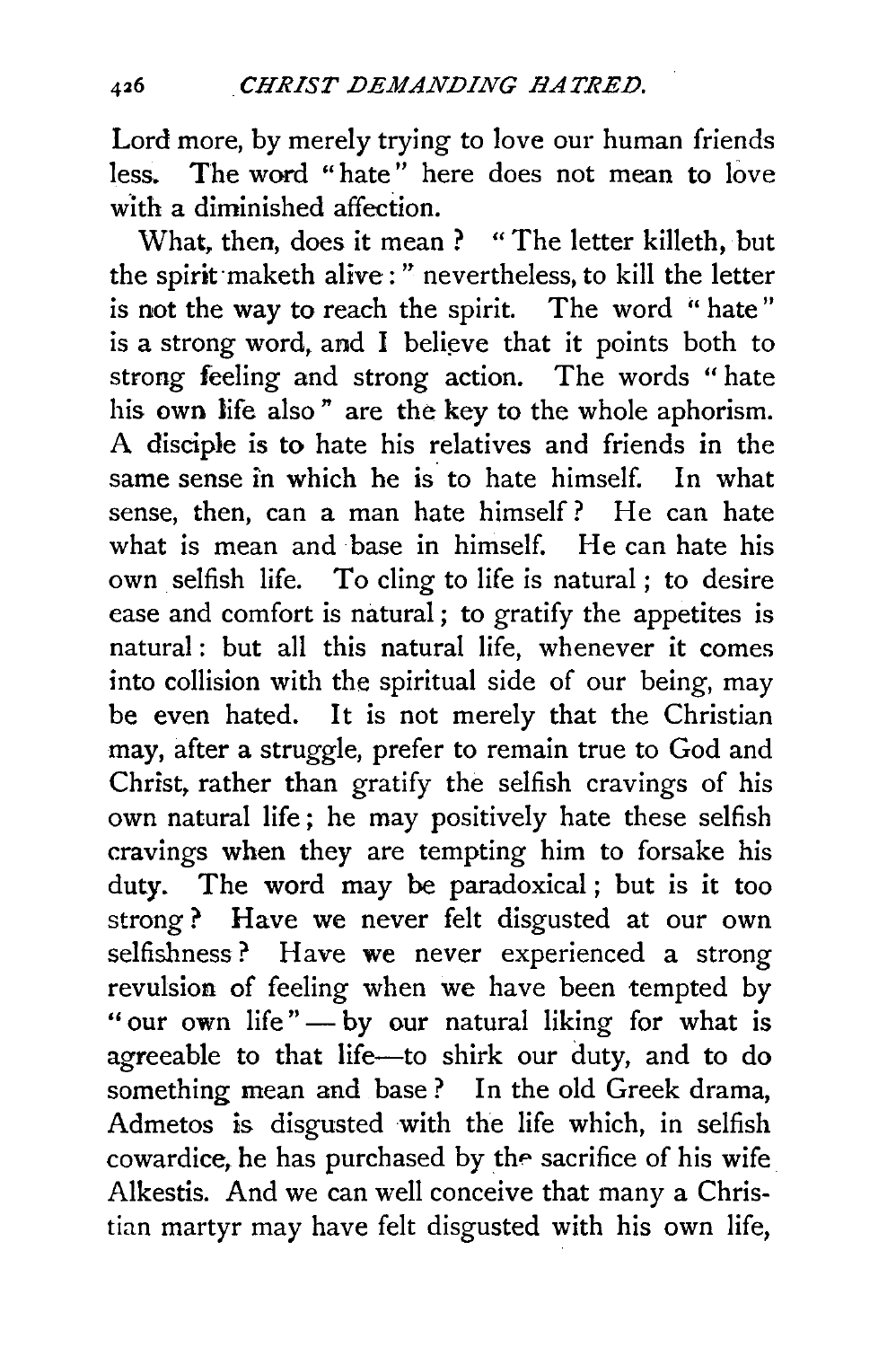Lord more, by merely trying to love our human friends less. The word "hate" here does not mean to love with a diminished affection.

What, then, does it mean? "The letter killeth, but the spirit maketh alive:" nevertheless, to kill the letter is not the way to reach the spirit. The word "hate" is a strong word, and I believe that it points both to strong feeling and strong action. The words "hate his own life also" are the key to the whole aphorism. A disciple is to hate his relatives and friends in the same sense in which he is to hate himself. In what sense, then, can a man hate himself? He can hate what is mean and base in himself. He can hate his own selfish life. To cling to life is natural; to desire ease and comfort is natural; to gratify the appetites is natural: but all this natural life, whenever it comes into collision with the spiritual side of our being, may be even hated. It is not merely that the Christian may, after a struggle, prefer to remain true to God and Christ, rather than gratify the selfish cravings of his own natural life; he may positively hate these selfish cravings when they are tempting him to forsake his duty. The word may be paradoxical; but is it too strong? Have we never felt disgusted at our own selfishness? Have we never experienced a strong revulsion of feeling when we have been tempted by "our own life" — by our natural liking for what is agreeable to that life—to shirk our duty, and to do something mean and base? In the old Greek drama, Admetos is disgusted with the life which, in selfish cowardice, he has purchased by the sacrifice of his wife Alkestis. And we can well conceive that many a Christian martyr may have felt disgusted with his own life,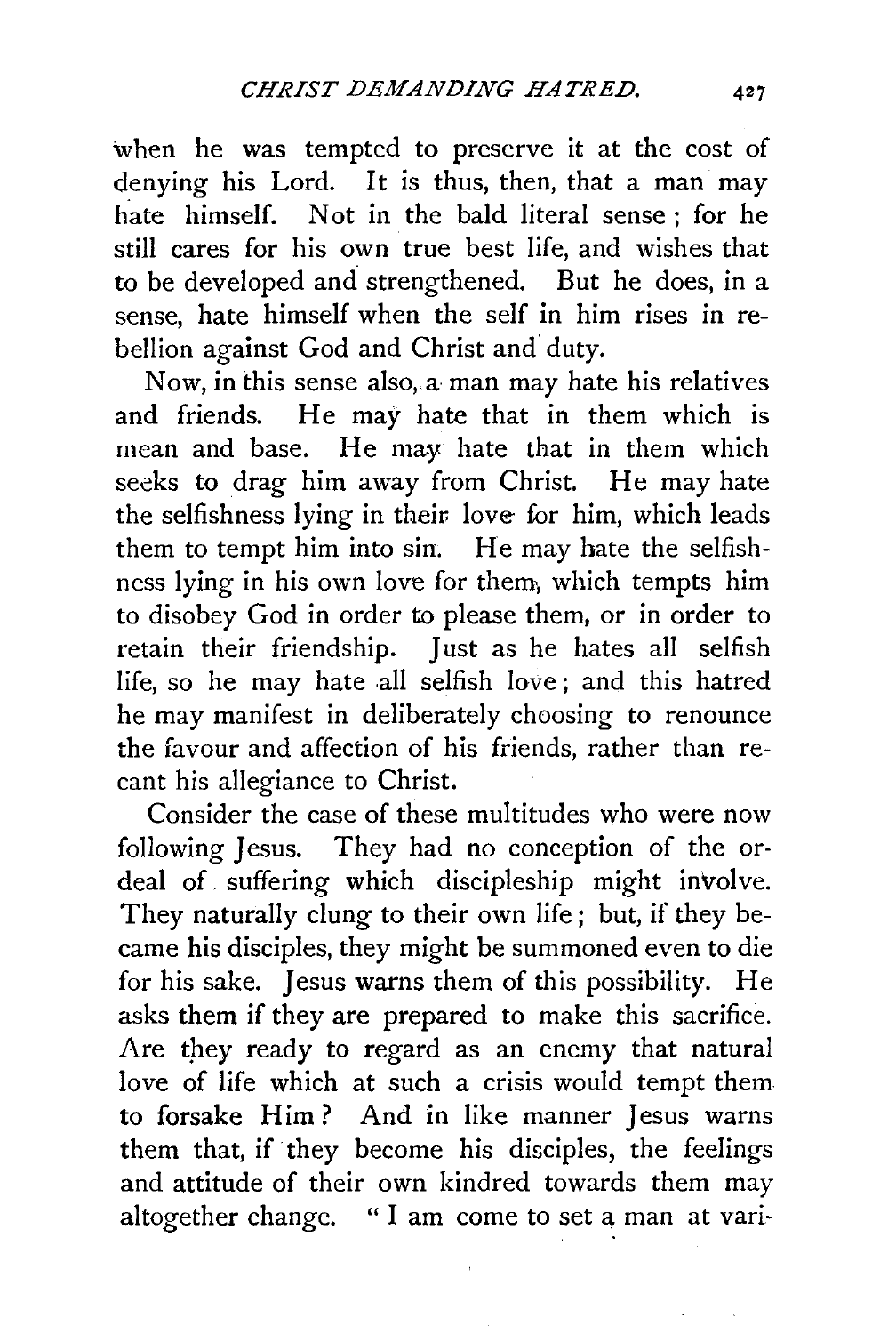when he was tempted to preserve it at the cost of denying his Lord. It is thus, then, that a man may hate himself. Not in the bald literal sense; for he still cares for his own true best life, and wishes that to be developed and strengthened. But he does, in a sense, hate himself when the self in him rises in rebellion against God and Christ and duty.

Now, in this sense also, a man may hate his relatives and friends. He may hate that in them which is mean and base. He may hate that in them which seeks to drag him away from Christ. He may hate the selfishness lying in their love for him, which leads them to tempt him into sin. He may hate the selfishness lying in his own love for them, which tempts him to disobey God in order to please them, or in order to retain their friendship. Just as he hates all selfish life, so he may hate all selfish love; and this hatred he may manifest in deliberately choosing to renounce the favour and affection of his friends, rather than recant his allegiance to Christ.

Consider the case of these multitudes who were now following Jesus. They had no conception of the ordeal of suffering which discipleship might involve. They naturally clung to their own life; but, if they became his disciples, they might be summoned even to die for his sake. Jesus warns them of this possibility. He asks them if they are prepared to make this sacrifice. Are they ready to regard as an enemy that natural love of life which at such a crisis would tempt them to forsake Him? And in like manner Jesus warns them that, if they become his disciples, the feelings and attitude of their own kindred towards them may altogether change. "I am come to set a man at vari-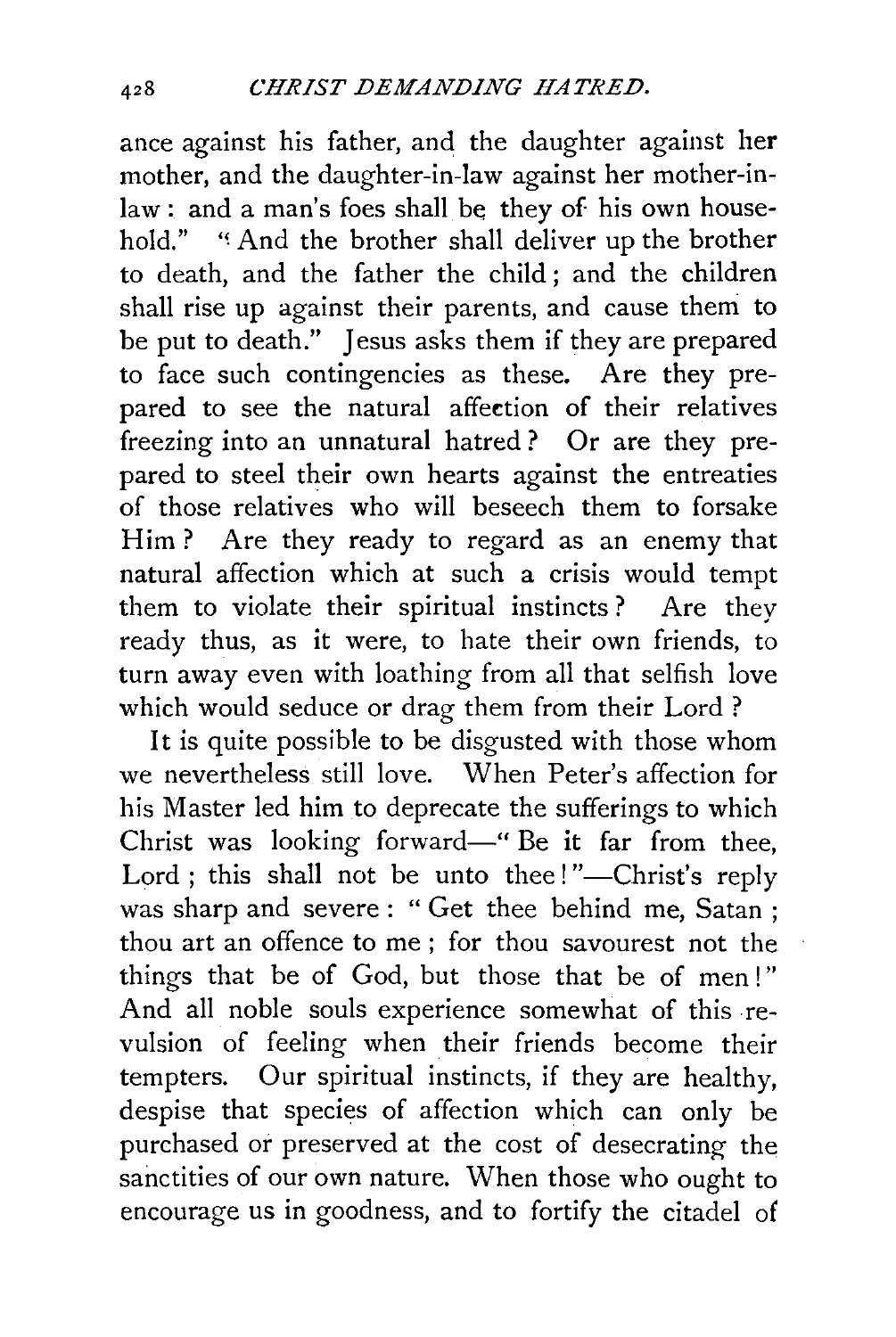ance against his father, and the daughter against her mother, and the daughter-in-law against her mother-in-law: and a man's foes shall be they of his own household." "And the brother shall deliver up the brother to death, and the father the child; and the children shall rise up against their parents, and cause them to be put to death." Jesus asks them if they are prepared to face such contingencies as these. Are they prepared to see the natural affection of their relatives freezing into an unnatural hatred? Or are they prepared to steel their own hearts against the entreaties of those relatives who will beseech them to forsake Him? Are they ready to regard as an enemy that natural affection which at such a crisis would tempt them to violate their spiritual instincts? Are they ready thus, as it were, to hate their own friends, to turn away even with loathing from all that selfish love which would seduce or drag them from their Lord?

It is quite possible to be disgusted with those whom we nevertheless still love. When Peter's affection for his Master led him to deprecate the sufferings to which Christ was looking forward—"Be it far from thee, Lord; this shall not be unto thee!"—Christ's reply was sharp and severe: "Get thee behind me, Satan; thou art an offence to me; for thou savourest not the things that be of God, but those that be of men!" And all noble souls experience somewhat of this revulsion of feeling when their friends become their tempters. Our spiritual instincts, if they are healthy, despise that species of affection which can only be purchased or preserved at the cost of desecrating the sanctities of our own nature. When those who ought to encourage us in goodness, and to fortify the citadel of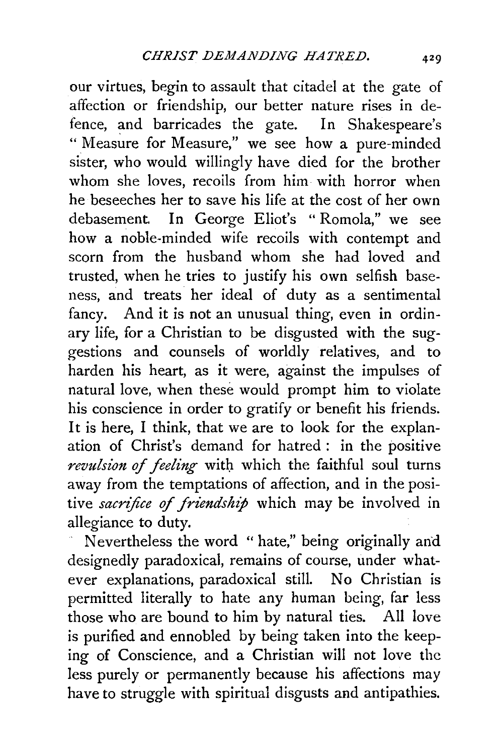our virtues, begin to assault that citadel at the gate of affection or friendship, our better nature rises in defence, and barricades the gate. In Shakespeare's "Measure for Measure," we see how a pure-minded sister, who would willingly have died for the brother whom she loves, recoils from him with horror when he beseeches her to save his life at the cost of her own debasement. In George Eliot's "Romola," we see how a noble-minded wife recoils with contempt and scorn from the husband whom she had loved and trusted, when he tries to justify his own selfish baseness, and treats her ideal of duty as a sentimental fancy. And it is not an unusual thing, even in ordinary life, for a Christian to be disgusted with the suggestions and counsels of worldly relatives, and to harden his heart, as it were, against the impulses of natural love, when these would prompt him to violate his conscience in order to gratify or benefit his friends. It is here, I think, that we are to look for the explanation of Christ's demand for hatred: in the positive *revulsion of feeling* with which the faithful soul turns away from the temptations of affection, and in the positive *sacrifice of friendship* which may be involved in allegiance to duty.

Nevertheless the word "hate," being originally and designedly paradoxical, remains of course, under whatever explanations, paradoxical still. No Christian is permitted literally to hate any human being, far less those who are bound to him by natural ties. All love is purified and ennobled by being taken into the keeping of Conscience, and a Christian will not love the less purely or permanently because his affections may have to struggle with spiritual disgusts and antipathies.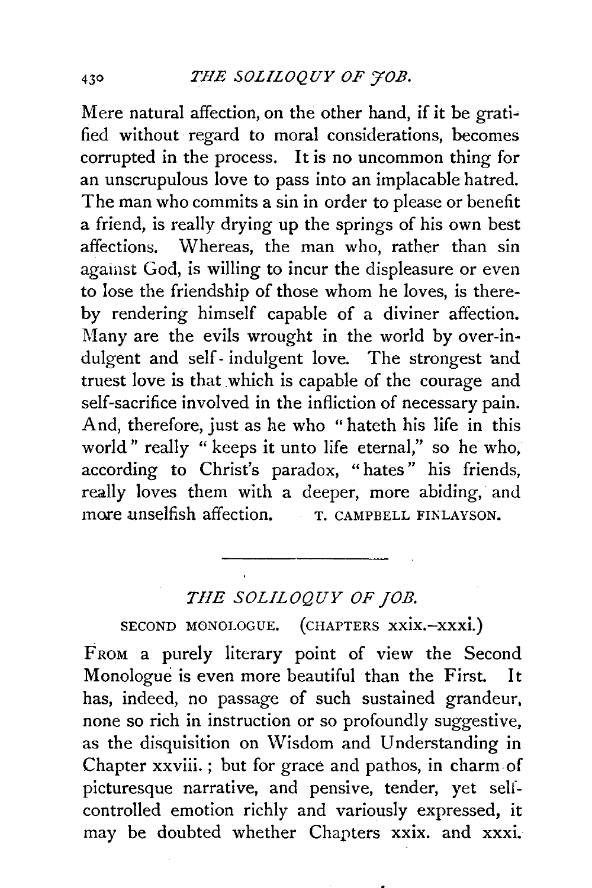Mere natural affection, on the other hand, if it be gratified without regard to moral considerations, becomes corrupted in the process. It is no uncommon thing for an unscrupulous love to pass into an implacable hatred. The man who commits a sin in order to please or benefit a friend, is really drying up the springs of his own best affections. Whereas, the man who, rather than sin against God, is willing to incur the displeasure or even to lose the friendship of those whom he loves, is thereby rendering himself capable of a diviner affection. Many are the evils wrought in the world by over-indulgent and self-indulgent love. The strongest and truest love is that which is capable of the courage and self-sacrifice involved in the infliction of necessary pain. And, therefore, just as he who "hateth his life in this world" really "keeps it unto life eternal," so he who, according to Christ's paradox, "hates" his friends, really loves them with a deeper, more abiding, and more unselfish affection. T. CAMPBELL FINLAYSON.

---

## *THE SOLILOQUY OF JOB.*

### SECOND MONOLOGUE. (CHAPTERS xxix.–xxxi.)

FROM a purely literary point of view the Second Monologue is even more beautiful than the First. It has, indeed, no passage of such sustained grandeur, none so rich in instruction or so profoundly suggestive, as the disquisition on Wisdom and Understanding in Chapter xxviii.; but for grace and pathos, in charm of picturesque narrative, and pensive, tender, yet self-controlled emotion richly and variously expressed, it may be doubted whether Chapters xxix. and xxxi.